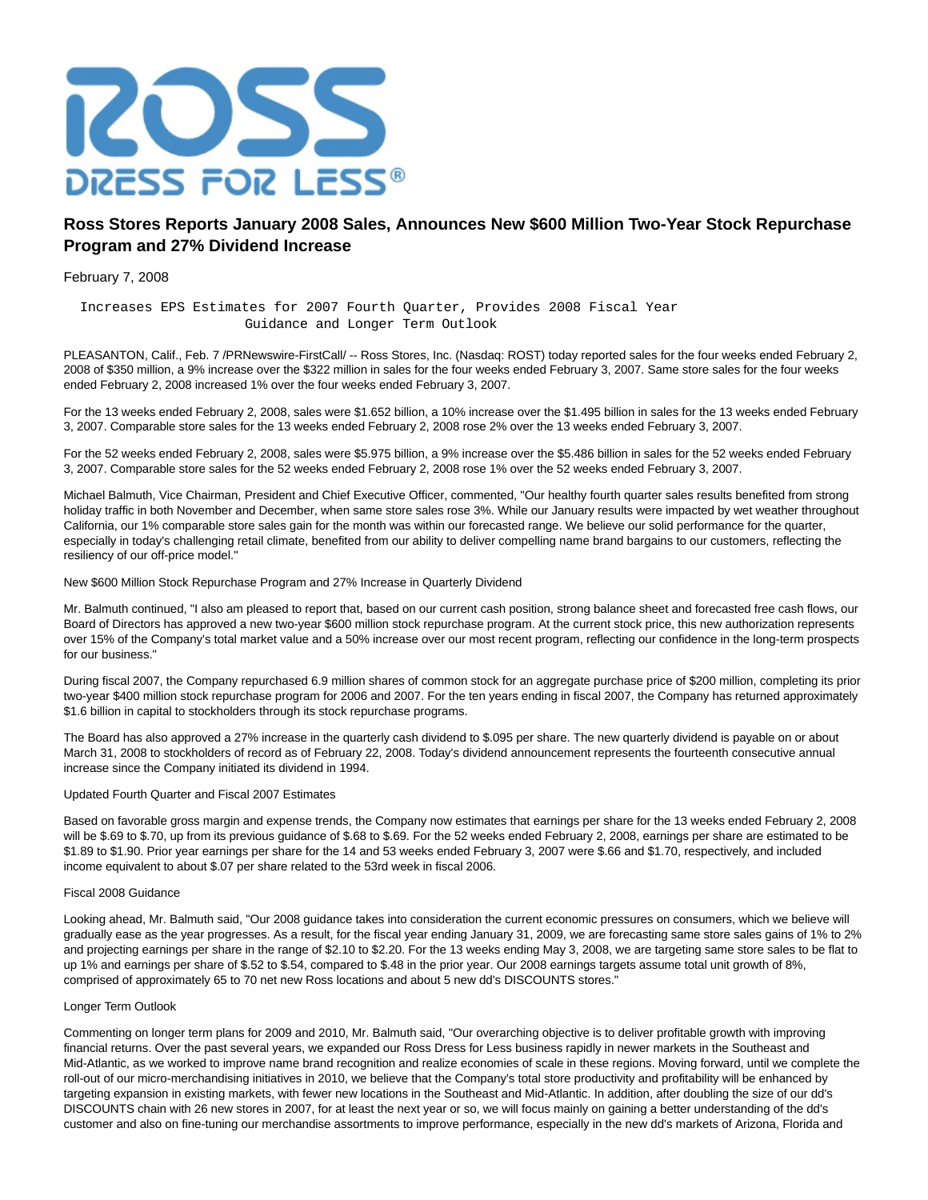# Ross Stores Reports January 2008 Sales, Announces New $600 Million Two-Year Stock Repurchase Program and 27% Dividend Increase

February 7, 2008

Increases EPS Estimates for 2007 Fourth Quarter, Provides 2008 Fiscal Year Guidance and Longer Term Outlook

PLEASANTON, Calif., Feb. 7 /PRNewswire-FirstCall/ -- Ross Stores, Inc. (Nasdaq: ROST) today reported sales for the four weeks ended February 2, 2008 of $350 million, a 9% increase over the $322 million in sales for the four weeks ended February 3, 2007. Same store sales for the four weeks ended February 2, 2008 increased 1% over the four weeks ended February 3, 2007.

For the 13 weeks ended February 2, 2008, sales were $1.652 billion, a 10% increase over the $1.495 billion in sales for the 13 weeks ended February 3, 2007. Comparable store sales for the 13 weeks ended February 2, 2008 rose 2% over the 13 weeks ended February 3, 2007.

For the 52 weeks ended February 2, 2008, sales were $5.975 billion, a 9% increase over the $5.486 billion in sales for the 52 weeks ended February 3, 2007. Comparable store sales for the 52 weeks ended February 2, 2008 rose 1% over the 52 weeks ended February 3, 2007.

Michael Balmuth, Vice Chairman, President and Chief Executive Officer, commented, "Our healthy fourth quarter sales results benefited from strong holiday traffic in both November and December, when same store sales rose 3%. While our January results were impacted by wet weather throughout California, our 1% comparable store sales gain for the month was within our forecasted range. We believe our solid performance for the quarter, especially in today's challenging retail climate, benefited from our ability to deliver compelling name brand bargains to our customers, reflecting the resiliency of our off-price model."

New $600 Million Stock Repurchase Program and 27% Increase in Quarterly Dividend

Mr. Balmuth continued, "I also am pleased to report that, based on our current cash position, strong balance sheet and forecasted free cash flows, our Board of Directors has approved a new two-year $600 million stock repurchase program. At the current stock price, this new authorization represents over 15% of the Company's total market value and a 50% increase over our most recent program, reflecting our confidence in the long-term prospects for our business."

During fiscal 2007, the Company repurchased 6.9 million shares of common stock for an aggregate purchase price of $200 million, completing its prior two-year $400 million stock repurchase program for 2006 and 2007. For the ten years ending in fiscal 2007, the Company has returned approximately $1.6 billion in capital to stockholders through its stock repurchase programs.

The Board has also approved a 27% increase in the quarterly cash dividend to $.095 per share. The new quarterly dividend is payable on or about March 31, 2008 to stockholders of record as of February 22, 2008. Today's dividend announcement represents the fourteenth consecutive annual increase since the Company initiated its dividend in 1994.

Updated Fourth Quarter and Fiscal 2007 Estimates

Based on favorable gross margin and expense trends, the Company now estimates that earnings per share for the 13 weeks ended February 2, 2008 will be $.69 to $.70, up from its previous guidance of $.68 to $.69. For the 52 weeks ended February 2, 2008, earnings per share are estimated to be $1.89 to $1.90. Prior year earnings per share for the 14 and 53 weeks ended February 3, 2007 were $.66 and $1.70, respectively, and included income equivalent to about $.07 per share related to the 53rd week in fiscal 2006.

Fiscal 2008 Guidance

Looking ahead, Mr. Balmuth said, "Our 2008 guidance takes into consideration the current economic pressures on consumers, which we believe will gradually ease as the year progresses. As a result, for the fiscal year ending January 31, 2009, we are forecasting same store sales gains of 1% to 2% and projecting earnings per share in the range of $2.10 to $2.20. For the 13 weeks ending May 3, 2008, we are targeting same store sales to be flat to up 1% and earnings per share of $.52 to $.54, compared to $.48 in the prior year. Our 2008 earnings targets assume total unit growth of 8%, comprised of approximately 65 to 70 net new Ross locations and about 5 new dd's DISCOUNTS stores."

Longer Term Outlook

Commenting on longer term plans for 2009 and 2010, Mr. Balmuth said, "Our overarching objective is to deliver profitable growth with improving financial returns. Over the past several years, we expanded our Ross Dress for Less business rapidly in newer markets in the Southeast and Mid-Atlantic, as we worked to improve name brand recognition and realize economies of scale in these regions. Moving forward, until we complete the roll-out of our micro-merchandising initiatives in 2010, we believe that the Company's total store productivity and profitability will be enhanced by targeting expansion in existing markets, with fewer new locations in the Southeast and Mid-Atlantic. In addition, after doubling the size of our dd's DISCOUNTS chain with 26 new stores in 2007, for at least the next year or so, we will focus mainly on gaining a better understanding of the dd's customer and also on fine-tuning our merchandise assortments to improve performance, especially in the new dd's markets of Arizona, Florida and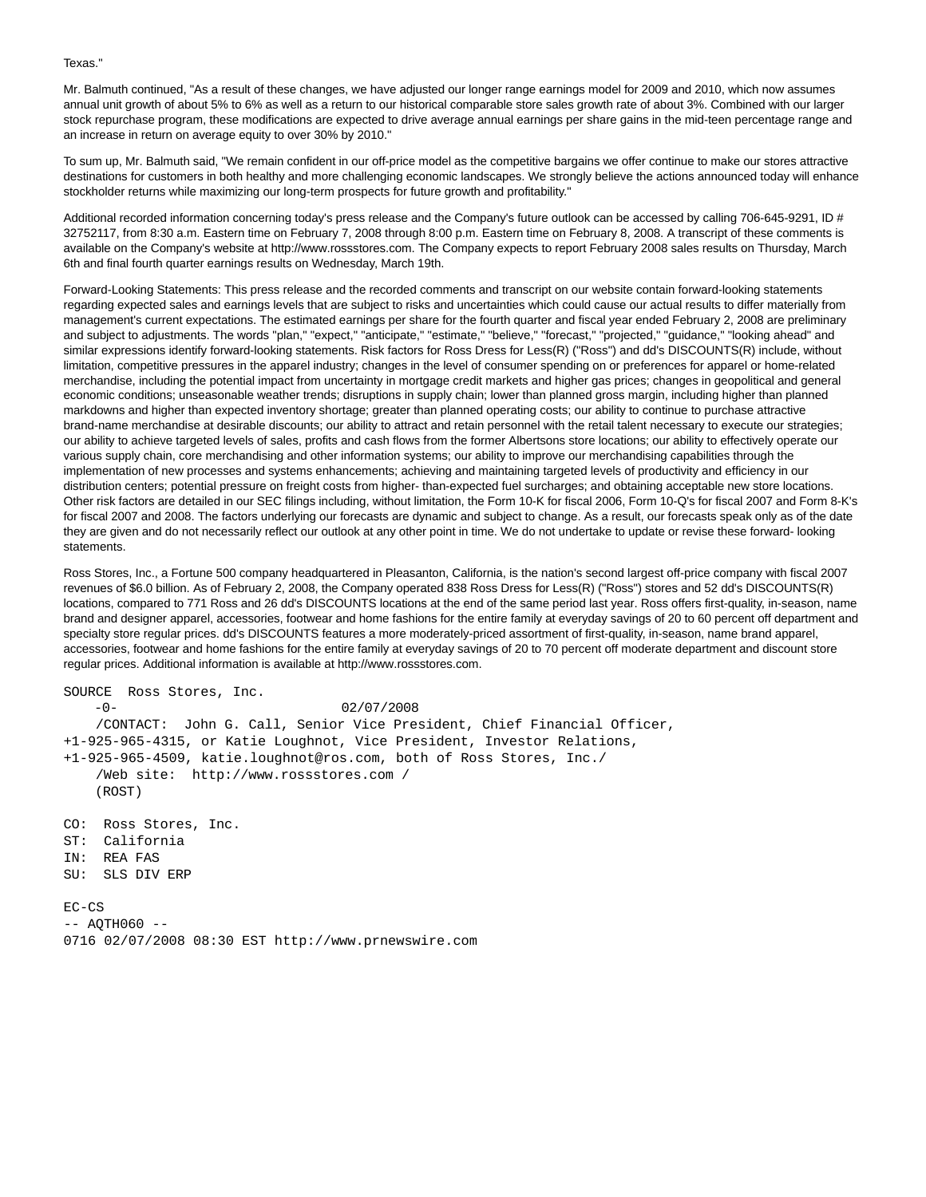Texas."

Mr. Balmuth continued, "As a result of these changes, we have adjusted our longer range earnings model for 2009 and 2010, which now assumes annual unit growth of about 5% to 6% as well as a return to our historical comparable store sales growth rate of about 3%. Combined with our larger stock repurchase program, these modifications are expected to drive average annual earnings per share gains in the mid-teen percentage range and an increase in return on average equity to over 30% by 2010."

To sum up, Mr. Balmuth said, "We remain confident in our off-price model as the competitive bargains we offer continue to make our stores attractive destinations for customers in both healthy and more challenging economic landscapes. We strongly believe the actions announced today will enhance stockholder returns while maximizing our long-term prospects for future growth and profitability."

Additional recorded information concerning today's press release and the Company's future outlook can be accessed by calling 706-645-9291, ID # 32752117, from 8:30 a.m. Eastern time on February 7, 2008 through 8:00 p.m. Eastern time on February 8, 2008. A transcript of these comments is available on the Company's website at http://www.rossstores.com. The Company expects to report February 2008 sales results on Thursday, March 6th and final fourth quarter earnings results on Wednesday, March 19th.

Forward-Looking Statements: This press release and the recorded comments and transcript on our website contain forward-looking statements regarding expected sales and earnings levels that are subject to risks and uncertainties which could cause our actual results to differ materially from management's current expectations. The estimated earnings per share for the fourth quarter and fiscal year ended February 2, 2008 are preliminary and subject to adjustments. The words "plan," "expect," "anticipate," "estimate," "believe," "forecast," "projected," "guidance," "looking ahead" and similar expressions identify forward-looking statements. Risk factors for Ross Dress for Less(R) ("Ross") and dd's DISCOUNTS(R) include, without limitation, competitive pressures in the apparel industry; changes in the level of consumer spending on or preferences for apparel or home-related merchandise, including the potential impact from uncertainty in mortgage credit markets and higher gas prices; changes in geopolitical and general economic conditions; unseasonable weather trends; disruptions in supply chain; lower than planned gross margin, including higher than planned markdowns and higher than expected inventory shortage; greater than planned operating costs; our ability to continue to purchase attractive brand-name merchandise at desirable discounts; our ability to attract and retain personnel with the retail talent necessary to execute our strategies; our ability to achieve targeted levels of sales, profits and cash flows from the former Albertsons store locations; our ability to effectively operate our various supply chain, core merchandising and other information systems; our ability to improve our merchandising capabilities through the implementation of new processes and systems enhancements; achieving and maintaining targeted levels of productivity and efficiency in our distribution centers; potential pressure on freight costs from higher- than-expected fuel surcharges; and obtaining acceptable new store locations. Other risk factors are detailed in our SEC filings including, without limitation, the Form 10-K for fiscal 2006, Form 10-Q's for fiscal 2007 and Form 8-K's for fiscal 2007 and 2008. The factors underlying our forecasts are dynamic and subject to change. As a result, our forecasts speak only as of the date they are given and do not necessarily reflect our outlook at any other point in time. We do not undertake to update or revise these forward- looking statements.

Ross Stores, Inc., a Fortune 500 company headquartered in Pleasanton, California, is the nation's second largest off-price company with fiscal 2007 revenues of $6.0 billion. As of February 2, 2008, the Company operated 838 Ross Dress for Less(R) ("Ross") stores and 52 dd's DISCOUNTS(R) locations, compared to 771 Ross and 26 dd's DISCOUNTS locations at the end of the same period last year. Ross offers first-quality, in-season, name brand and designer apparel, accessories, footwear and home fashions for the entire family at everyday savings of 20 to 60 percent off department and specialty store regular prices. dd's DISCOUNTS features a more moderately-priced assortment of first-quality, in-season, name brand apparel, accessories, footwear and home fashions for the entire family at everyday savings of 20 to 70 percent off moderate department and discount store regular prices. Additional information is available at http://www.rossstores.com.

```
SOURCE  Ross Stores, Inc.
    -0-                          02/07/2008
    /CONTACT:  John G. Call, Senior Vice President, Chief Financial Officer,
+1-925-965-4315, or Katie Loughnot, Vice President, Investor Relations,
+1-925-965-4509, katie.loughnot@ros.com, both of Ross Stores, Inc./
    /Web site:  http://www.rossstores.com /
    (ROST)

CO:  Ross Stores, Inc.
ST:  California
IN:  REA FAS
SU:  SLS DIV ERP

EC-CS
-- AQTH060 --
0716 02/07/2008 08:30 EST http://www.prnewswire.com
```